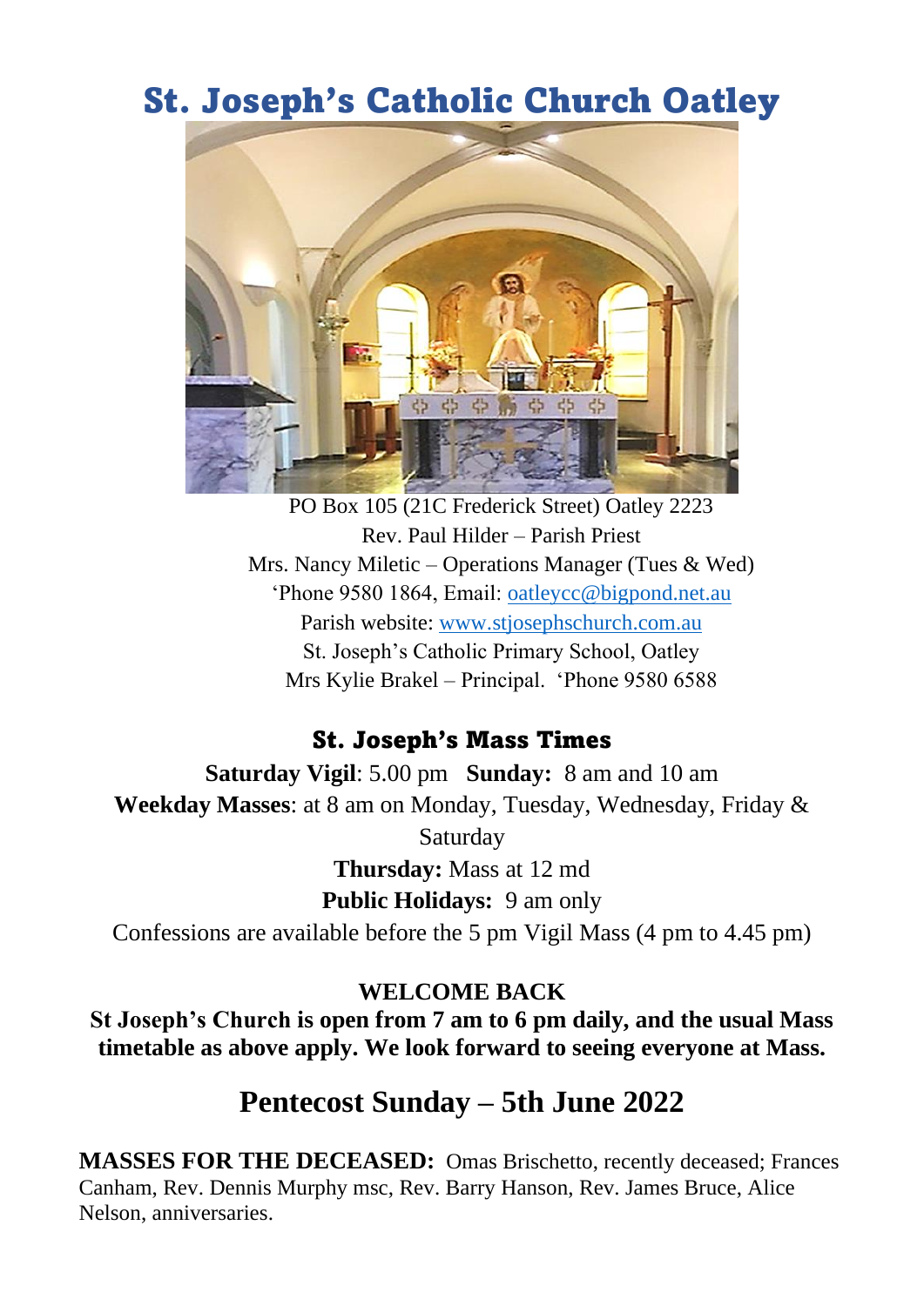# St. Joseph's Catholic Church Oatley

PO Box 105 (21C Frederick Street) Oatley 2223
Rev. Paul Hilder – Parish Priest
Mrs. Nancy Miletic – Operations Manager (Tues & Wed)
'Phone 9580 1864, Email: oatleycc@bigpond.net.au
Parish website: www.stjosephschurch.com.au
St. Joseph's Catholic Primary School, Oatley
Mrs Kylie Brakel – Principal. 'Phone 9580 6588

## St. Joseph's Mass Times

**Saturday Vigil**: 5.00 pm **Sunday:** 8 am and 10 am
**Weekday Masses**: at 8 am on Monday, Tuesday, Wednesday, Friday & Saturday
**Thursday:** Mass at 12 md
**Public Holidays:** 9 am only
Confessions are available before the 5 pm Vigil Mass (4 pm to 4.45 pm)

**WELCOME BACK**

**St Joseph's Church is open from 7 am to 6 pm daily, and the usual Mass timetable as above apply. We look forward to seeing everyone at Mass.**

## Pentecost Sunday – 5th June 2022

**MASSES FOR THE DECEASED:** Omas Brischetto, recently deceased; Frances Canham, Rev. Dennis Murphy msc, Rev. Barry Hanson, Rev. James Bruce, Alice Nelson, anniversaries.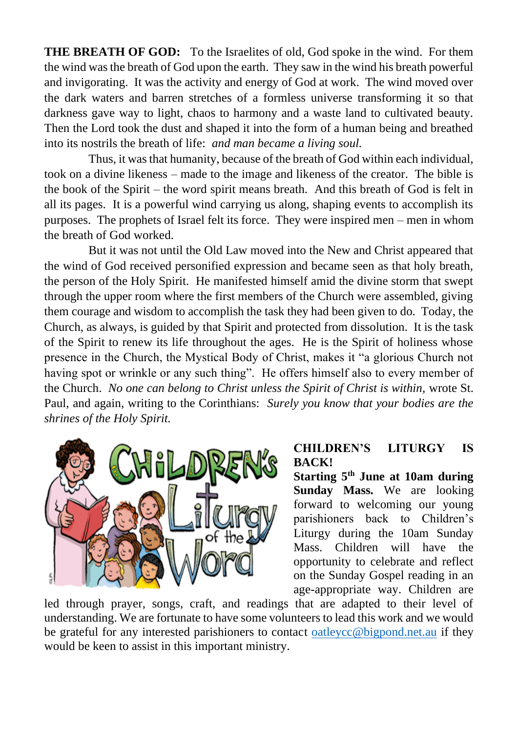**THE BREATH OF GOD:** To the Israelites of old, God spoke in the wind. For them the wind was the breath of God upon the earth. They saw in the wind his breath powerful and invigorating. It was the activity and energy of God at work. The wind moved over the dark waters and barren stretches of a formless universe transforming it so that darkness gave way to light, chaos to harmony and a waste land to cultivated beauty. Then the Lord took the dust and shaped it into the form of a human being and breathed into its nostrils the breath of life: *and man became a living soul.*

Thus, it was that humanity, because of the breath of God within each individual, took on a divine likeness – made to the image and likeness of the creator. The bible is the book of the Spirit – the word spirit means breath. And this breath of God is felt in all its pages. It is a powerful wind carrying us along, shaping events to accomplish its purposes. The prophets of Israel felt its force. They were inspired men – men in whom the breath of God worked.

But it was not until the Old Law moved into the New and Christ appeared that the wind of God received personified expression and became seen as that holy breath, the person of the Holy Spirit. He manifested himself amid the divine storm that swept through the upper room where the first members of the Church were assembled, giving them courage and wisdom to accomplish the task they had been given to do. Today, the Church, as always, is guided by that Spirit and protected from dissolution. It is the task of the Spirit to renew its life throughout the ages. He is the Spirit of holiness whose presence in the Church, the Mystical Body of Christ, makes it "a glorious Church not having spot or wrinkle or any such thing". He offers himself also to every member of the Church. *No one can belong to Christ unless the Spirit of Christ is within*, wrote St. Paul, and again, writing to the Corinthians: *Surely you know that your bodies are the shrines of the Holy Spirit.*

**CHILDREN'S LITURGY IS BACK!**

**Starting 5th June at 10am during Sunday Mass.** We are looking forward to welcoming our young parishioners back to Children's Liturgy during the 10am Sunday Mass. Children will have the opportunity to celebrate and reflect on the Sunday Gospel reading in an age-appropriate way. Children are led through prayer, songs, craft, and readings that are adapted to their level of understanding. We are fortunate to have some volunteers to lead this work and we would be grateful for any interested parishioners to contact oatleycc@bigpond.net.au if they would be keen to assist in this important ministry.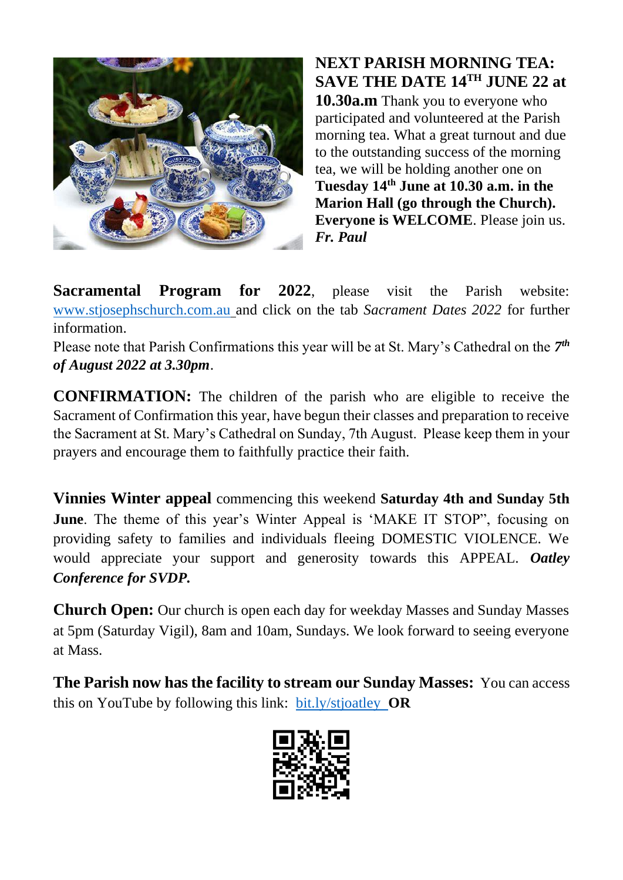**NEXT PARISH MORNING TEA: SAVE THE DATE 14TH JUNE 22 at 10.30a.m** Thank you to everyone who participated and volunteered at the Parish morning tea. What a great turnout and due to the outstanding success of the morning tea, we will be holding another one on **Tuesday 14th June at 10.30 a.m. in the Marion Hall (go through the Church). Everyone is WELCOME**. Please join us. ***Fr. Paul***

**Sacramental Program for 2022**, please visit the Parish website: www.stjosephschurch.com.au and click on the tab *Sacrament Dates 2022* for further information.
Please note that Parish Confirmations this year will be at St. Mary's Cathedral on the ***7th of August 2022 at 3.30pm***.

**CONFIRMATION:** The children of the parish who are eligible to receive the Sacrament of Confirmation this year, have begun their classes and preparation to receive the Sacrament at St. Mary's Cathedral on Sunday, 7th August. Please keep them in your prayers and encourage them to faithfully practice their faith.

**Vinnies Winter appeal** commencing this weekend **Saturday 4th and Sunday 5th June**. The theme of this year's Winter Appeal is 'MAKE IT STOP", focusing on providing safety to families and individuals fleeing DOMESTIC VIOLENCE. We would appreciate your support and generosity towards this APPEAL. ***Oatley Conference for SVDP.***

**Church Open:** Our church is open each day for weekday Masses and Sunday Masses at 5pm (Saturday Vigil), 8am and 10am, Sundays. We look forward to seeing everyone at Mass.

**The Parish now has the facility to stream our Sunday Masses:** You can access this on YouTube by following this link: bit.ly/stjoatley **OR**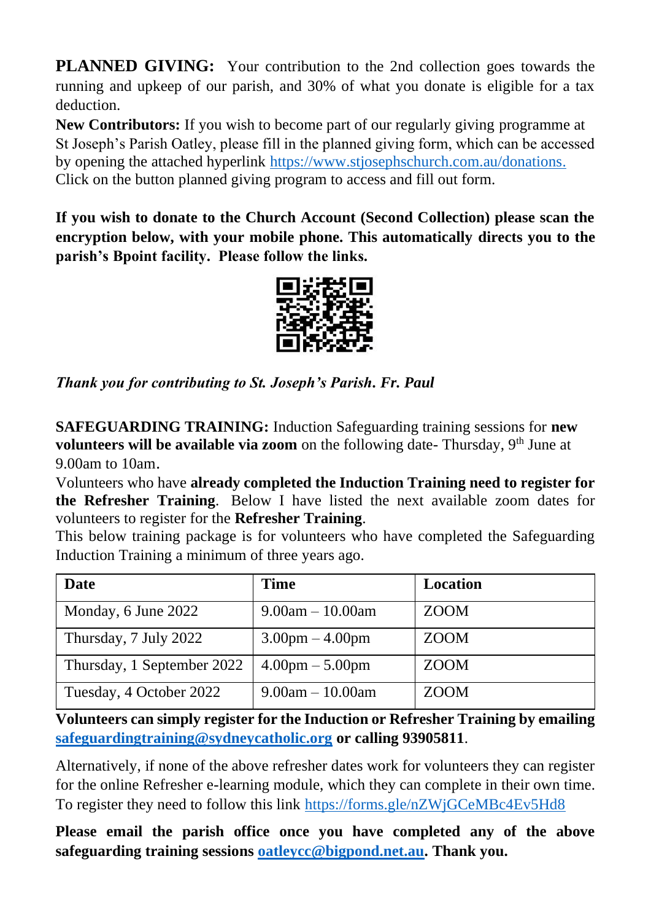**PLANNED GIVING:** Your contribution to the 2nd collection goes towards the running and upkeep of our parish, and 30% of what you donate is eligible for a tax deduction.

**New Contributors:** If you wish to become part of our regularly giving programme at St Joseph's Parish Oatley, please fill in the planned giving form, which can be accessed by opening the attached hyperlink https://www.stjosephschurch.com.au/donations. Click on the button planned giving program to access and fill out form.

**If you wish to donate to the Church Account (Second Collection) please scan the encryption below, with your mobile phone. This automatically directs you to the parish's Bpoint facility. Please follow the links.**

***Thank you for contributing to St. Joseph's Parish. Fr. Paul***

**SAFEGUARDING TRAINING:** Induction Safeguarding training sessions for **new volunteers will be available via zoom** on the following date- Thursday, 9th June at 9.00am to 10am.

Volunteers who have **already completed the Induction Training need to register for the Refresher Training**. Below I have listed the next available zoom dates for volunteers to register for the **Refresher Training**.

This below training package is for volunteers who have completed the Safeguarding Induction Training a minimum of three years ago.

| Date | Time | Location |
|---|---|---|
| Monday, 6 June 2022 | 9.00am – 10.00am | ZOOM |
| Thursday, 7 July 2022 | 3.00pm – 4.00pm | ZOOM |
| Thursday, 1 September 2022 | 4.00pm – 5.00pm | ZOOM |
| Tuesday, 4 October 2022 | 9.00am – 10.00am | ZOOM |

**Volunteers can simply register for the Induction or Refresher Training by emailing safeguardingtraining@sydneycatholic.org or calling 93905811**.

Alternatively, if none of the above refresher dates work for volunteers they can register for the online Refresher e-learning module, which they can complete in their own time. To register they need to follow this link https://forms.gle/nZWjGCeMBc4Ev5Hd8

**Please email the parish office once you have completed any of the above safeguarding training sessions oatleycc@bigpond.net.au. Thank you.**